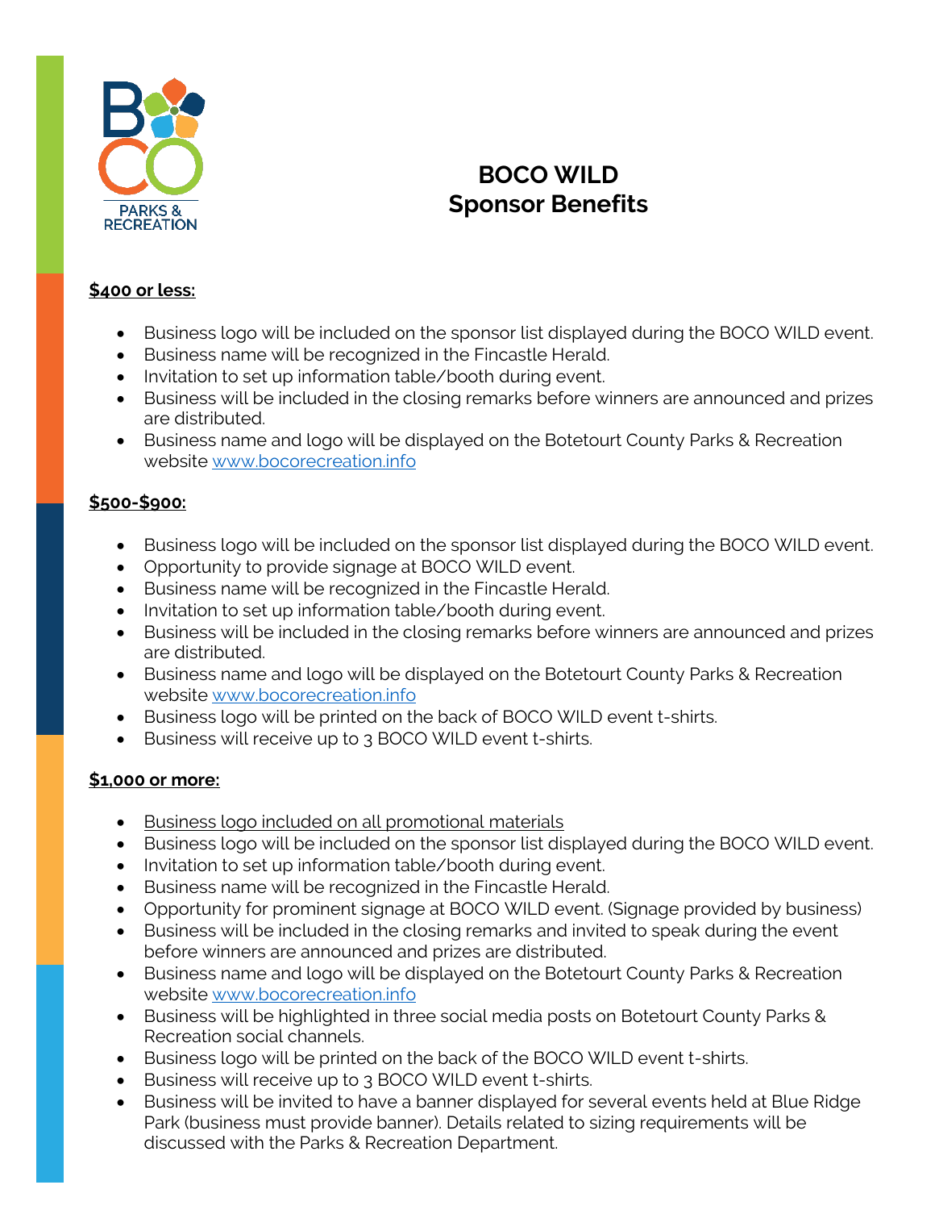# BOCO WILD
# Sponsor Benefits

**<u>$400 or less:</u>**

- Business logo will be included on the sponsor list displayed during the BOCO WILD event.
- Business name will be recognized in the Fincastle Herald.
- Invitation to set up information table/booth during event.
- Business will be included in the closing remarks before winners are announced and prizes are distributed.
- Business name and logo will be displayed on the Botetourt County Parks & Recreation website [www.bocorecreation.info](http://www.bocorecreation.info)

**<u>$500-$900:</u>**

- Business logo will be included on the sponsor list displayed during the BOCO WILD event.
- Opportunity to provide signage at BOCO WILD event.
- Business name will be recognized in the Fincastle Herald.
- Invitation to set up information table/booth during event.
- Business will be included in the closing remarks before winners are announced and prizes are distributed.
- Business name and logo will be displayed on the Botetourt County Parks & Recreation website [www.bocorecreation.info](http://www.bocorecreation.info)
- Business logo will be printed on the back of BOCO WILD event t-shirts.
- Business will receive up to 3 BOCO WILD event t-shirts.

**<u>$1,000 or more:</u>**

- <u>Business logo included on all promotional materials</u>
- Business logo will be included on the sponsor list displayed during the BOCO WILD event.
- Invitation to set up information table/booth during event.
- Business name will be recognized in the Fincastle Herald.
- Opportunity for prominent signage at BOCO WILD event. (Signage provided by business)
- Business will be included in the closing remarks and invited to speak during the event before winners are announced and prizes are distributed.
- Business name and logo will be displayed on the Botetourt County Parks & Recreation website [www.bocorecreation.info](http://www.bocorecreation.info)
- Business will be highlighted in three social media posts on Botetourt County Parks & Recreation social channels.
- Business logo will be printed on the back of the BOCO WILD event t-shirts.
- Business will receive up to 3 BOCO WILD event t-shirts.
- Business will be invited to have a banner displayed for several events held at Blue Ridge Park (business must provide banner). Details related to sizing requirements will be discussed with the Parks & Recreation Department.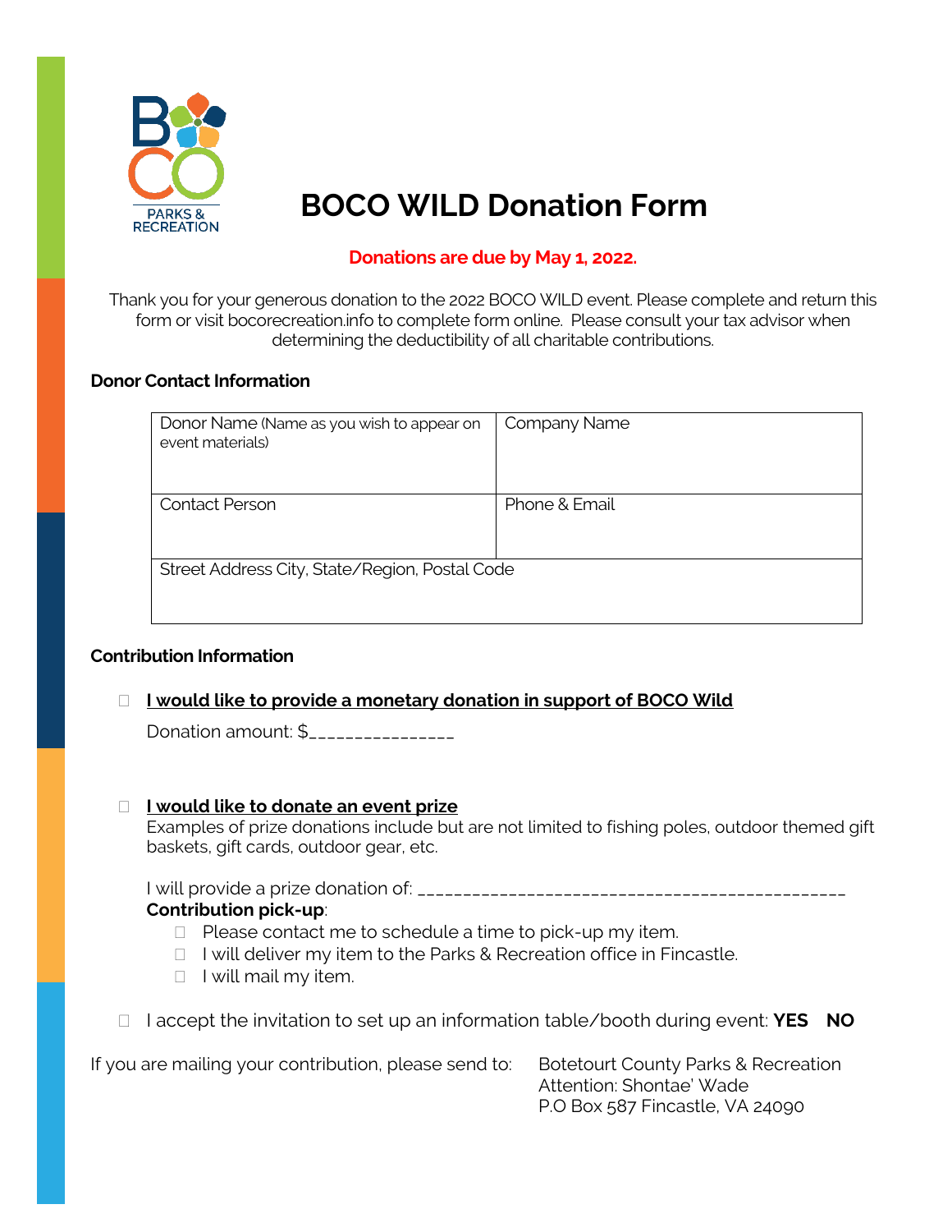# BOCO WILD Donation Form

**Donations are due by May 1, 2022.**

Thank you for your generous donation to the 2022 BOCO WILD event. Please complete and return this form or visit bocorecreation.info to complete form online. Please consult your tax advisor when determining the deductibility of all charitable contributions.

**Donor Contact Information**

| | |
|---|---|
| Donor Name (Name as you wish to appear on event materials) | Company Name |
| Contact Person | Phone & Email |
| Street Address City, State/Region, Postal Code | |

**Contribution Information**

☐ **I would like to provide a monetary donation in support of BOCO Wild**

Donation amount: $_______________

☐ **I would like to donate an event prize**
Examples of prize donations include but are not limited to fishing poles, outdoor themed gift baskets, gift cards, outdoor gear, etc.

I will provide a prize donation of: _______________________________________________
**Contribution pick-up**:

- ☐ Please contact me to schedule a time to pick-up my item.
- ☐ I will deliver my item to the Parks & Recreation office in Fincastle.
- ☐ I will mail my item.

☐ I accept the invitation to set up an information table/booth during event: **YES NO**

If you are mailing your contribution, please send to:

Botetourt County Parks & Recreation
Attention: Shontae' Wade
P.O Box 587 Fincastle, VA 24090